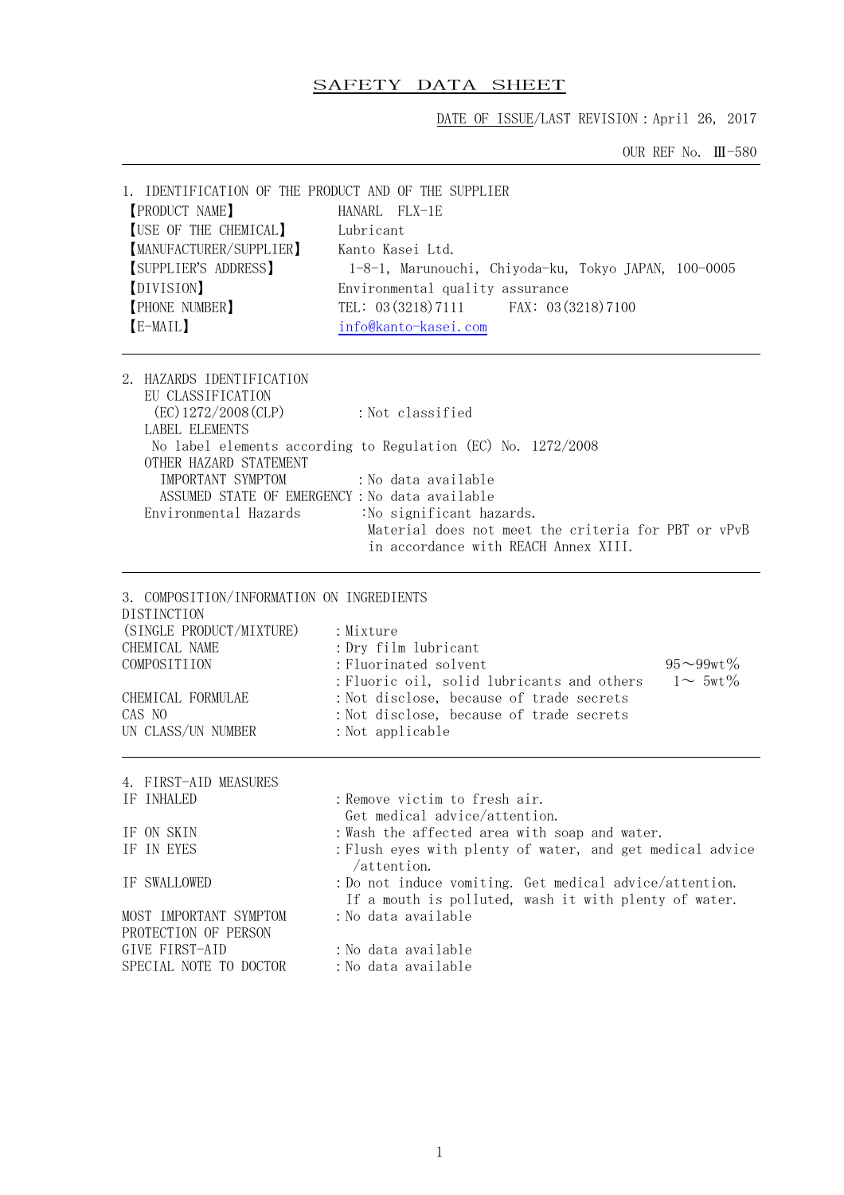# SAFETY DATA SHEET

DATE OF ISSUE/LAST REVISION：April 26, 2017

OUR REF No. Ⅲ-580

## 1. IDENTIFICATION OF THE PRODUCT AND OF THE SUPPLIER

【PRODUCT NAME】 HANARL FLX-1E

【USE OF THE CHEMICAL】 Lubricant

【MANUFACTURER/SUPPLIER】 Kanto Kasei Ltd.

【SUPPLIER'S ADDRESS】 1-8-1, Marunouchi, Chiyoda-ku, Tokyo JAPAN, 100-0005

【DIVISION】 Environmental quality assurance

【PHONE NUMBER】 TEL: 03(3218)7111 FAX: 03(3218)7100

【E-MAIL】 info@kanto-kasei.com

## 2. HAZARDS IDENTIFICATION

EU CLASSIFICATION

(EC)1272/2008(CLP) ：Not classified

LABEL ELEMENTS

No label elements according to Regulation (EC) No. 1272/2008

OTHER HAZARD STATEMENT

IMPORTANT SYMPTOM ：No data available

ASSUMED STATE OF EMERGENCY：No data available

Environmental Hazards :No significant hazards.
Material does not meet the criteria for PBT or vPvB in accordance with REACH Annex XIII.

## 3. COMPOSITION/INFORMATION ON INGREDIENTS

DISTINCTION

(SINGLE PRODUCT/MIXTURE) ：Mixture

CHEMICAL NAME ：Dry film lubricant

COMPOSITIION ：Fluorinated solvent 95～99wt%
：Fluoric oil, solid lubricants and others 1～ 5wt%

CHEMICAL FORMULAE ：Not disclose, because of trade secrets

CAS NO ：Not disclose, because of trade secrets

UN CLASS/UN NUMBER ：Not applicable

## 4. FIRST-AID MEASURES

IF INHALED ：Remove victim to fresh air.
Get medical advice/attention.

IF ON SKIN ：Wash the affected area with soap and water.

IF IN EYES ：Flush eyes with plenty of water, and get medical advice /attention.

IF SWALLOWED ：Do not induce vomiting. Get medical advice/attention.
If a mouth is polluted, wash it with plenty of water.

MOST IMPORTANT SYMPTOM ：No data available

PROTECTION OF PERSON

GIVE FIRST-AID ：No data available

SPECIAL NOTE TO DOCTOR ：No data available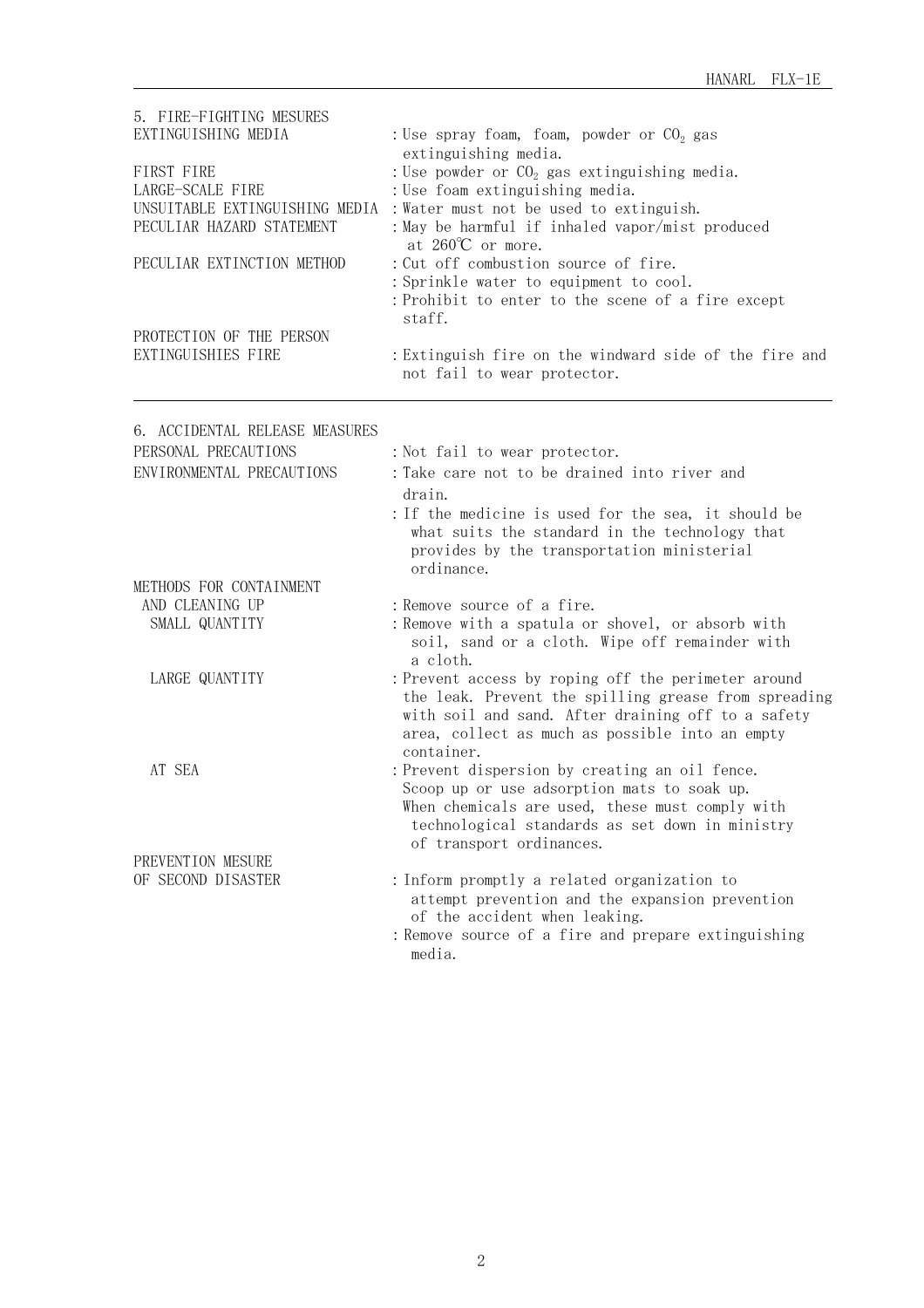## 5. FIRE-FIGHTING MESURES

| | |
|---|---|
| EXTINGUISHING MEDIA | : Use spray foam, foam, powder or $CO_2$ gas extinguishing media. |
| FIRST FIRE | : Use powder or $CO_2$ gas extinguishing media. |
| LARGE-SCALE FIRE | : Use foam extinguishing media. |
| UNSUITABLE EXTINGUISHING MEDIA | : Water must not be used to extinguish. |
| PECULIAR HAZARD STATEMENT | : May be harmful if inhaled vapor/mist produced at 260℃ or more. |
| PECULIAR EXTINCTION METHOD | : Cut off combustion source of fire.<br>: Sprinkle water to equipment to cool.<br>: Prohibit to enter to the scene of a fire except staff. |
| PROTECTION OF THE PERSON EXTINGUISHIES FIRE | : Extinguish fire on the windward side of the fire and not fail to wear protector. |

## 6. ACCIDENTAL RELEASE MEASURES

| | |
|---|---|
| PERSONAL PRECAUTIONS | : Not fail to wear protector. |
| ENVIRONMENTAL PRECAUTIONS | : Take care not to be drained into river and drain.<br>: If the medicine is used for the sea, it should be what suits the standard in the technology that provides by the transportation ministerial ordinance. |
| METHODS FOR CONTAINMENT AND CLEANING UP | : Remove source of a fire. |
| SMALL QUANTITY | : Remove with a spatula or shovel, or absorb with soil, sand or a cloth. Wipe off remainder with a cloth. |
| LARGE QUANTITY | : Prevent access by roping off the perimeter around the leak. Prevent the spilling grease from spreading with soil and sand. After draining off to a safety area, collect as much as possible into an empty container. |
| AT SEA | : Prevent dispersion by creating an oil fence. Scoop up or use adsorption mats to soak up. When chemicals are used, these must comply with technological standards as set down in ministry of transport ordinances. |
| PREVENTION MESURE OF SECOND DISASTER | : Inform promptly a related organization to attempt prevention and the expansion prevention of the accident when leaking.<br>: Remove source of a fire and prepare extinguishing media. |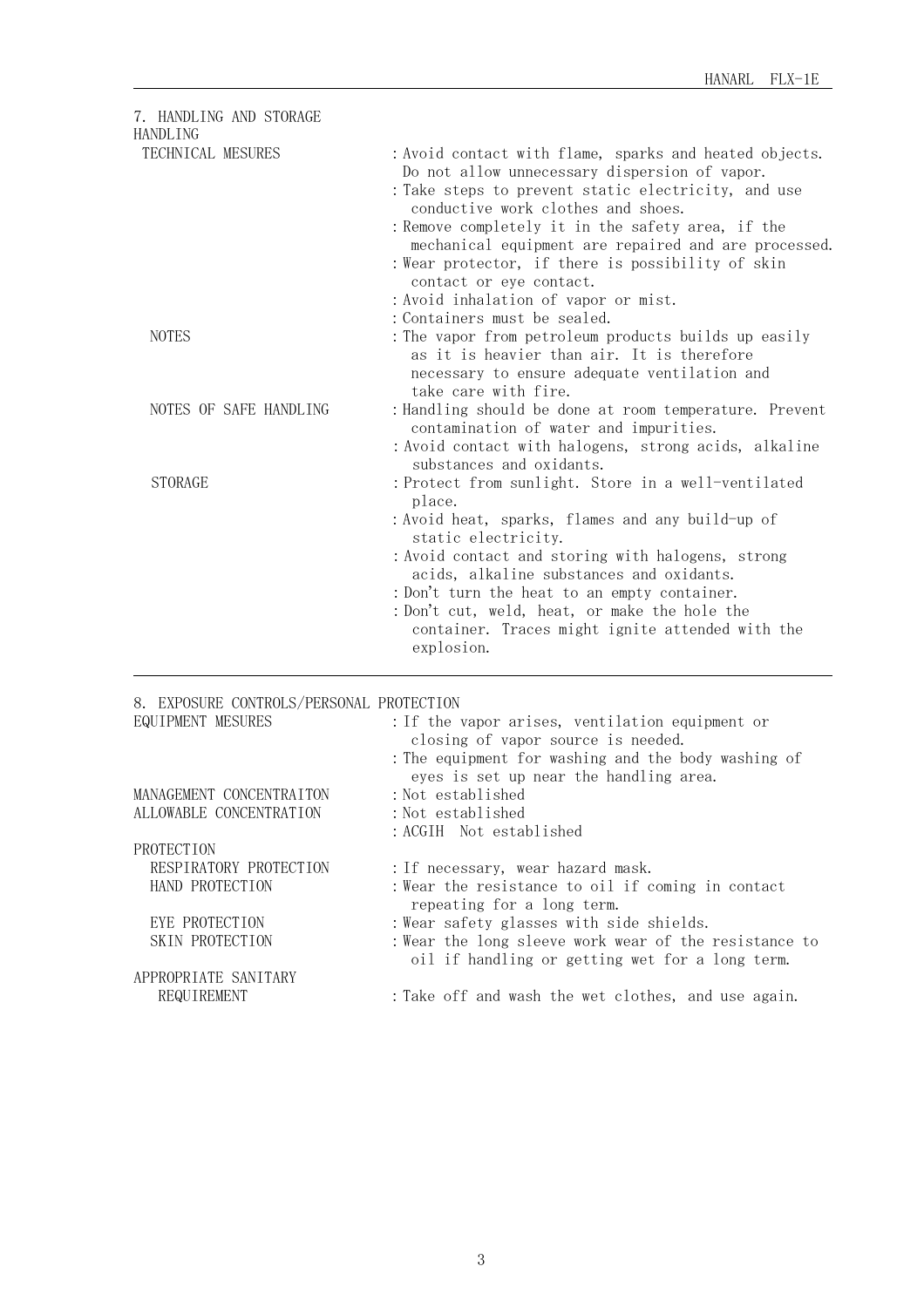## 7. HANDLING AND STORAGE

### HANDLING

**TECHNICAL MESURES**

- : Avoid contact with flame, sparks and heated objects. Do not allow unnecessary dispersion of vapor.
- : Take steps to prevent static electricity, and use conductive work clothes and shoes.
- : Remove completely it in the safety area, if the mechanical equipment are repaired and are processed.
- : Wear protector, if there is possibility of skin contact or eye contact.
- : Avoid inhalation of vapor or mist.
- : Containers must be sealed.

**NOTES**

- : The vapor from petroleum products builds up easily as it is heavier than air. It is therefore necessary to ensure adequate ventilation and take care with fire.

**NOTES OF SAFE HANDLING**

- : Handling should be done at room temperature. Prevent contamination of water and impurities.
- : Avoid contact with halogens, strong acids, alkaline substances and oxidants.

### STORAGE

- : Protect from sunlight. Store in a well-ventilated place.
- : Avoid heat, sparks, flames and any build-up of static electricity.
- : Avoid contact and storing with halogens, strong acids, alkaline substances and oxidants.
- : Don't turn the heat to an empty container.
- : Don't cut, weld, heat, or make the hole the container. Traces might ignite attended with the explosion.

---

## 8. EXPOSURE CONTROLS/PERSONAL PROTECTION

**EQUIPMENT MESURES**

- : If the vapor arises, ventilation equipment or closing of vapor source is needed.
- : The equipment for washing and the body washing of eyes is set up near the handling area.

**MANAGEMENT CONCENTRAITON** : Not established

**ALLOWABLE CONCENTRATION** : Not established

: ACGIH Not established

### PROTECTION

**RESPIRATORY PROTECTION** : If necessary, wear hazard mask.

**HAND PROTECTION** : Wear the resistance to oil if coming in contact repeating for a long term.

**EYE PROTECTION** : Wear safety glasses with side shields.

**SKIN PROTECTION** : Wear the long sleeve work wear of the resistance to oil if handling or getting wet for a long term.

**APPROPRIATE SANITARY REQUIREMENT** : Take off and wash the wet clothes, and use again.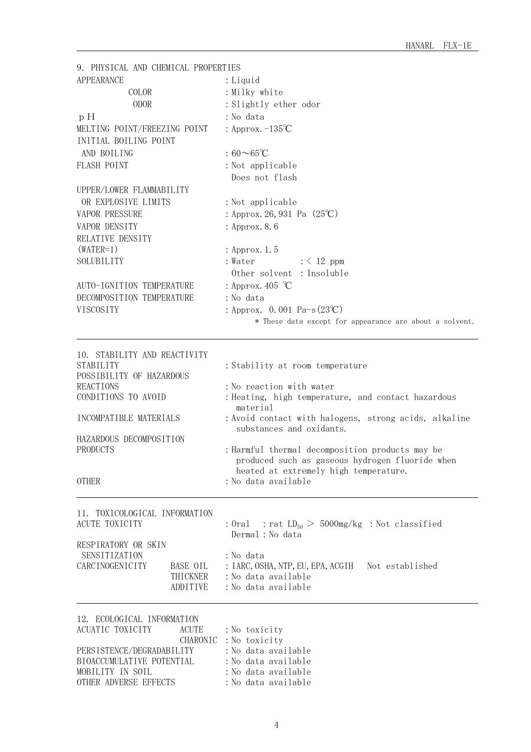## 9. PHYSICAL AND CHEMICAL PROPERTIES

| | |
|---|---|
| APPEARANCE | : Liquid |
| COLOR | : Milky white |
| ODOR | : Slightly ether odor |
| pH | : No data |
| MELTING POINT/FREEZING POINT | : Approx. -135℃ |
| INITIAL BOILING POINT AND BOILING | : 60～65℃ |
| FLASH POINT | : Not applicable<br>Does not flash |
| UPPER/LOWER FLAMMABILITY OR EXPLOSIVE LIMITS | : Not applicable |
| VAPOR PRESSURE | : Approx. 26,931 Pa (25℃) |
| VAPOR DENSITY | : Approx. 8.6 |
| RELATIVE DENSITY (WATER=1) | : Approx. 1.5 |
| SOLUBILITY | : Water : < 12 ppm<br>Other solvent : Insoluble |
| AUTO-IGNITION TEMPERATURE | : Approx. 405 ℃ |
| DECOMPOSITION TEMPERATURE | : No data |
| VISCOSITY | : Approx. 0.001 Pa-s(23℃) |

* These data except for appearance are about a solvent.

## 10. STABILITY AND REACTIVITY

| | |
|---|---|
| STABILITY | : Stability at room temperature |
| POSSIBILITY OF HAZARDOUS REACTIONS | : No reaction with water |
| CONDITIONS TO AVOID | : Heating, high temperature, and contact hazardous material |
| INCOMPATIBLE MATERIALS | : Avoid contact with halogens, strong acids, alkaline substances and oxidants. |
| HAZARDOUS DECOMPOSITION PRODUCTS | : Harmful thermal decomposition products may be produced such as gaseous hydrogen fluoride when heated at extremely high temperature. |
| OTHER | : No data available |

## 11. TOXICOLOGICAL INFORMATION

| | | |
|---|---|---|
| ACUTE TOXICITY | | : Oral : rat $LD_{50}$ > 5000mg/kg : Not classified<br>Dermal : No data |
| RESPIRATORY OR SKIN SENSITIZATION | | : No data |
| CARCINOGENICITY | BASE OIL | : IARC, OSHA, NTP, EU, EPA, ACGIH Not established |
| | THICKNER | : No data available |
| | ADDITIVE | : No data available |

## 12. ECOLOGICAL INFORMATION

| | | |
|---|---|---|
| ACUATIC TOXICITY | ACUTE | : No toxicity |
| | CHARONIC | : No toxicity |
| PERSISTENCE/DEGRADABILITY | | : No data available |
| BIOACCUMULATIVE POTENTIAL | | : No data available |
| MOBILITY IN SOIL | | : No data available |
| OTHER ADVERSE EFFECTS | | : No data available |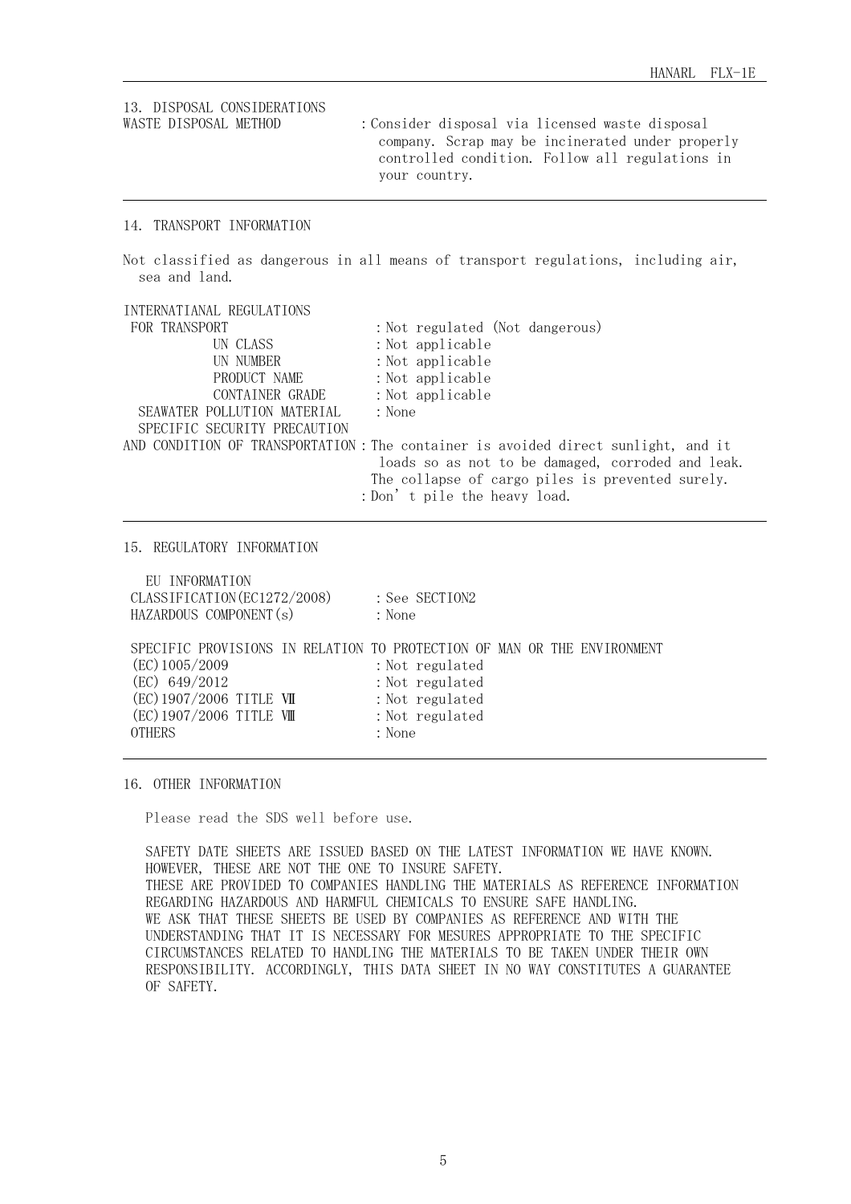## 13. DISPOSAL CONSIDERATIONS

| | |
|---|---|
| WASTE DISPOSAL METHOD | : Consider disposal via licensed waste disposal company. Scrap may be incinerated under properly controlled condition. Follow all regulations in your country. |

## 14. TRANSPORT INFORMATION

Not classified as dangerous in all means of transport regulations, including air, sea and land.

| | |
|---|---|
| INTERNATIANAL REGULATIONS FOR TRANSPORT | : Not regulated (Not dangerous) |
| UN CLASS | : Not applicable |
| UN NUMBER | : Not applicable |
| PRODUCT NAME | : Not applicable |
| CONTAINER GRADE | : Not applicable |
| SEAWATER POLLUTION MATERIAL | : None |
| SPECIFIC SECURITY PRECAUTION AND CONDITION OF TRANSPORTATION | : The container is avoided direct sunlight, and it loads so as not to be damaged, corroded and leak. The collapse of cargo piles is prevented surely.<br>: Don’t pile the heavy load. |

## 15. REGULATORY INFORMATION

EU INFORMATION

| | |
|---|---|
| CLASSIFICATION(EC1272/2008) | : See SECTION2 |
| HAZARDOUS COMPONENT(s) | : None |

SPECIFIC PROVISIONS IN RELATION TO PROTECTION OF MAN OR THE ENVIRONMENT

| | |
|---|---|
| (EC)1005/2009 | : Not regulated |
| (EC) 649/2012 | : Not regulated |
| (EC)1907/2006 TITLE Ⅶ | : Not regulated |
| (EC)1907/2006 TITLE Ⅷ | : Not regulated |
| OTHERS | : None |

## 16. OTHER INFORMATION

Please read the SDS well before use.

SAFETY DATE SHEETS ARE ISSUED BASED ON THE LATEST INFORMATION WE HAVE KNOWN. HOWEVER, THESE ARE NOT THE ONE TO INSURE SAFETY. THESE ARE PROVIDED TO COMPANIES HANDLING THE MATERIALS AS REFERENCE INFORMATION REGARDING HAZARDOUS AND HARMFUL CHEMICALS TO ENSURE SAFE HANDLING. WE ASK THAT THESE SHEETS BE USED BY COMPANIES AS REFERENCE AND WITH THE UNDERSTANDING THAT IT IS NECESSARY FOR MESURES APPROPRIATE TO THE SPECIFIC CIRCUMSTANCES RELATED TO HANDLING THE MATERIALS TO BE TAKEN UNDER THEIR OWN RESPONSIBILITY. ACCORDINGLY, THIS DATA SHEET IN NO WAY CONSTITUTES A GUARANTEE OF SAFETY.